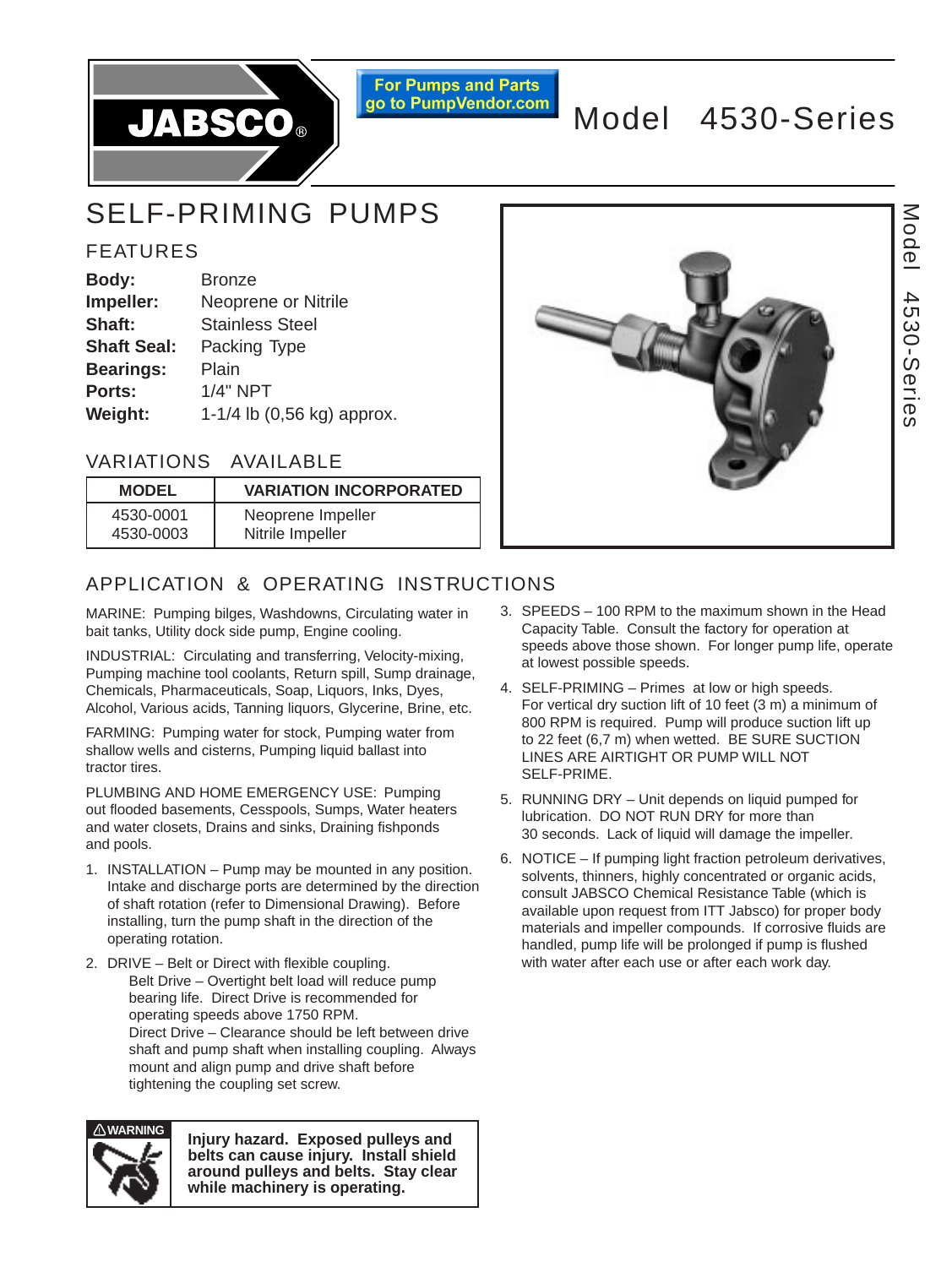JABSCO®

For Pumps and Parts go to PumpVendor.com

# Model 4530-Series

## SELF-PRIMING PUMPS

### FEATURES

| | |
|---|---|
| **Body:** | Bronze |
| **Impeller:** | Neoprene or Nitrile |
| **Shaft:** | Stainless Steel |
| **Shaft Seal:** | Packing Type |
| **Bearings:** | Plain |
| **Ports:** | 1/4" NPT |
| **Weight:** | 1-1/4 lb (0,56 kg) approx. |

### VARIATIONS AVAILABLE

| MODEL | VARIATION INCORPORATED |
|---|---|
| 4530-0001 | Neoprene Impeller |
| 4530-0003 | Nitrile Impeller |

## APPLICATION & OPERATING INSTRUCTIONS

MARINE: Pumping bilges, Washdowns, Circulating water in bait tanks, Utility dock side pump, Engine cooling.

INDUSTRIAL: Circulating and transferring, Velocity-mixing, Pumping machine tool coolants, Return spill, Sump drainage, Chemicals, Pharmaceuticals, Soap, Liquors, Inks, Dyes, Alcohol, Various acids, Tanning liquors, Glycerine, Brine, etc.

FARMING: Pumping water for stock, Pumping water from shallow wells and cisterns, Pumping liquid ballast into tractor tires.

PLUMBING AND HOME EMERGENCY USE: Pumping out flooded basements, Cesspools, Sumps, Water heaters and water closets, Drains and sinks, Draining fishponds and pools.

1. INSTALLATION – Pump may be mounted in any position. Intake and discharge ports are determined by the direction of shaft rotation (refer to Dimensional Drawing). Before installing, turn the pump shaft in the direction of the operating rotation.

2. DRIVE – Belt or Direct with flexible coupling.
   Belt Drive – Overtight belt load will reduce pump bearing life. Direct Drive is recommended for operating speeds above 1750 RPM.
   Direct Drive – Clearance should be left between drive shaft and pump shaft when installing coupling. Always mount and align pump and drive shaft before tightening the coupling set screw.

3. SPEEDS – 100 RPM to the maximum shown in the Head Capacity Table. Consult the factory for operation at speeds above those shown. For longer pump life, operate at lowest possible speeds.

4. SELF-PRIMING – Primes at low or high speeds. For vertical dry suction lift of 10 feet (3 m) a minimum of 800 RPM is required. Pump will produce suction lift up to 22 feet (6,7 m) when wetted. BE SURE SUCTION LINES ARE AIRTIGHT OR PUMP WILL NOT SELF-PRIME.

5. RUNNING DRY – Unit depends on liquid pumped for lubrication. DO NOT RUN DRY for more than 30 seconds. Lack of liquid will damage the impeller.

6. NOTICE – If pumping light fraction petroleum derivatives, solvents, thinners, highly concentrated or organic acids, consult JABSCO Chemical Resistance Table (which is available upon request from ITT Jabsco) for proper body materials and impeller compounds. If corrosive fluids are handled, pump life will be prolonged if pump is flushed with water after each use or after each work day.

⚠WARNING

**Injury hazard. Exposed pulleys and belts can cause injury. Install shield around pulleys and belts. Stay clear while machinery is operating.**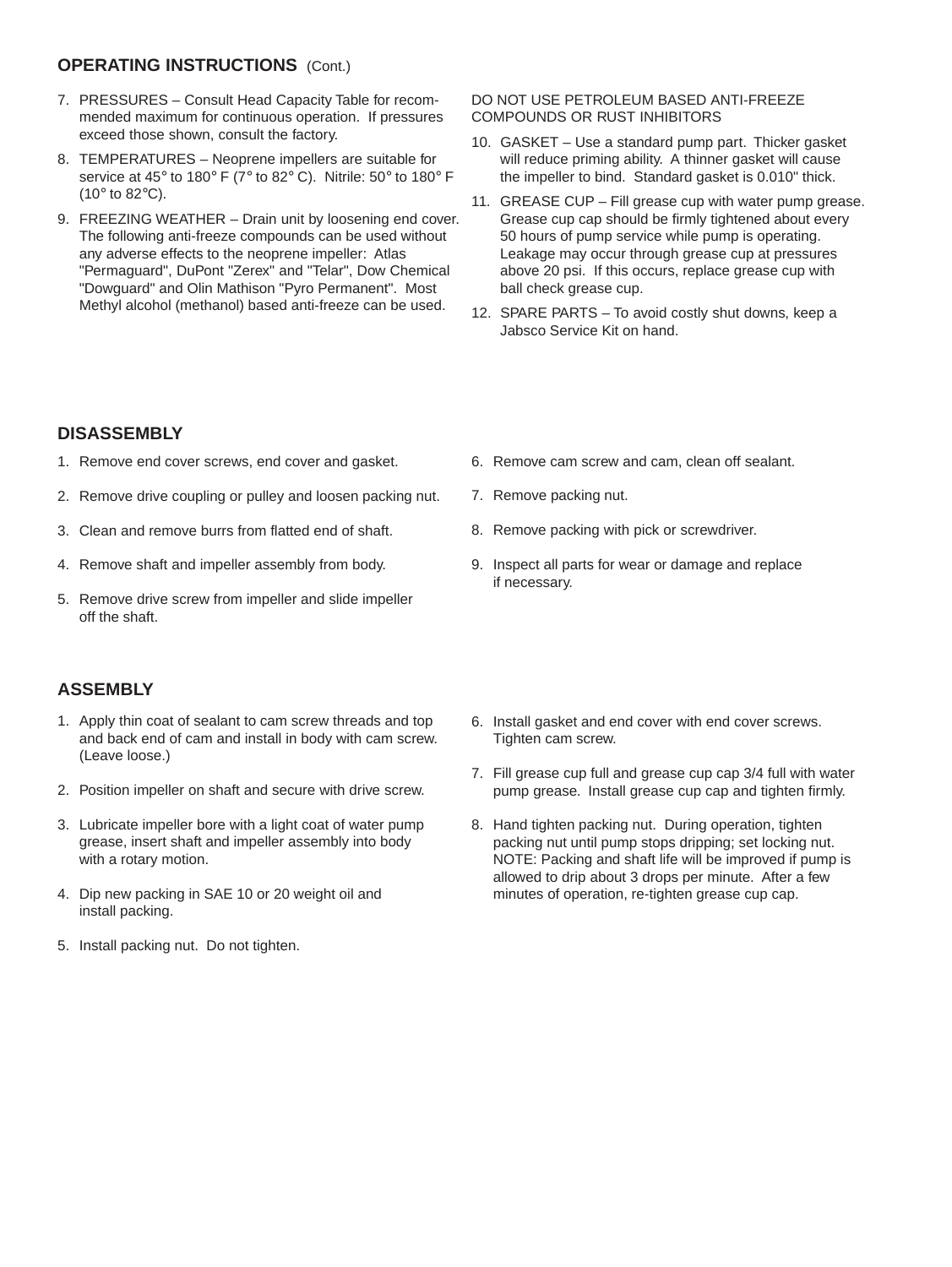## OPERATING INSTRUCTIONS (Cont.)

7. PRESSURES – Consult Head Capacity Table for recommended maximum for continuous operation. If pressures exceed those shown, consult the factory.
8. TEMPERATURES – Neoprene impellers are suitable for service at 45° to 180° F (7° to 82° C). Nitrile: 50° to 180° F (10° to 82°C).
9. FREEZING WEATHER – Drain unit by loosening end cover. The following anti-freeze compounds can be used without any adverse effects to the neoprene impeller: Atlas "Permaguard", DuPont "Zerex" and "Telar", Dow Chemical "Dowguard" and Olin Mathison "Pyro Permanent". Most Methyl alcohol (methanol) based anti-freeze can be used.

   DO NOT USE PETROLEUM BASED ANTI-FREEZE COMPOUNDS OR RUST INHIBITORS
10. GASKET – Use a standard pump part. Thicker gasket will reduce priming ability. A thinner gasket will cause the impeller to bind. Standard gasket is 0.010" thick.
11. GREASE CUP – Fill grease cup with water pump grease. Grease cup cap should be firmly tightened about every 50 hours of pump service while pump is operating. Leakage may occur through grease cup at pressures above 20 psi. If this occurs, replace grease cup with ball check grease cup.
12. SPARE PARTS – To avoid costly shut downs, keep a Jabsco Service Kit on hand.

## DISASSEMBLY

1. Remove end cover screws, end cover and gasket.
2. Remove drive coupling or pulley and loosen packing nut.
3. Clean and remove burrs from flatted end of shaft.
4. Remove shaft and impeller assembly from body.
5. Remove drive screw from impeller and slide impeller off the shaft.
6. Remove cam screw and cam, clean off sealant.
7. Remove packing nut.
8. Remove packing with pick or screwdriver.
9. Inspect all parts for wear or damage and replace if necessary.

## ASSEMBLY

1. Apply thin coat of sealant to cam screw threads and top and back end of cam and install in body with cam screw. (Leave loose.)
2. Position impeller on shaft and secure with drive screw.
3. Lubricate impeller bore with a light coat of water pump grease, insert shaft and impeller assembly into body with a rotary motion.
4. Dip new packing in SAE 10 or 20 weight oil and install packing.
5. Install packing nut. Do not tighten.
6. Install gasket and end cover with end cover screws. Tighten cam screw.
7. Fill grease cup full and grease cup cap 3/4 full with water pump grease. Install grease cup cap and tighten firmly.
8. Hand tighten packing nut. During operation, tighten packing nut until pump stops dripping; set locking nut. NOTE: Packing and shaft life will be improved if pump is allowed to drip about 3 drops per minute. After a few minutes of operation, re-tighten grease cup cap.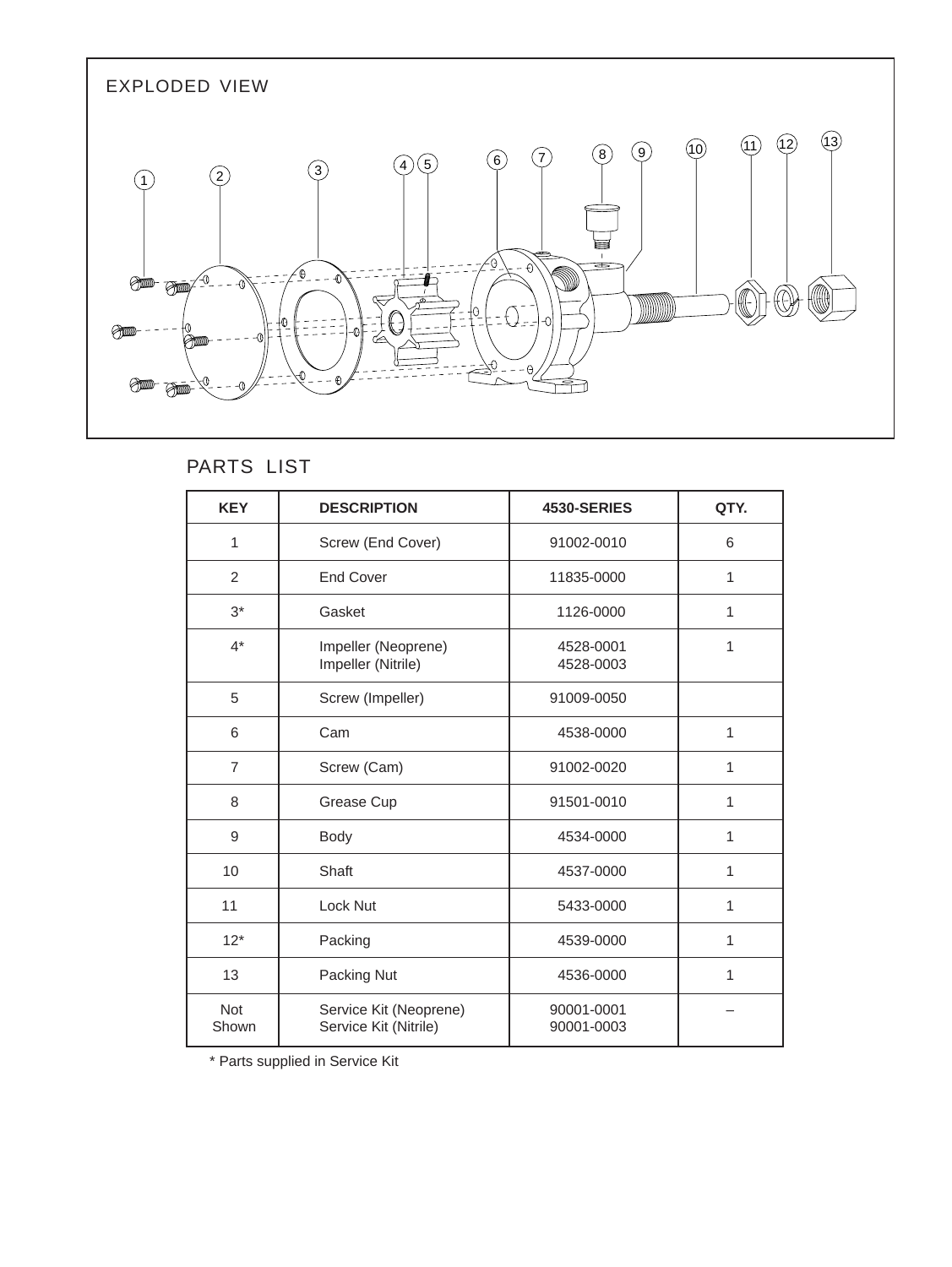## EXPLODED VIEW

## PARTS LIST

| KEY | DESCRIPTION | 4530-SERIES | QTY. |
|---|---|---|---|
| 1 | Screw (End Cover) | 91002-0010 | 6 |
| 2 | End Cover | 11835-0000 | 1 |
| 3* | Gasket | 1126-0000 | 1 |
| 4* | Impeller (Neoprene)<br>Impeller (Nitrile) | 4528-0001<br>4528-0003 | 1 |
| 5 | Screw (Impeller) | 91009-0050 | |
| 6 | Cam | 4538-0000 | 1 |
| 7 | Screw (Cam) | 91002-0020 | 1 |
| 8 | Grease Cup | 91501-0010 | 1 |
| 9 | Body | 4534-0000 | 1 |
| 10 | Shaft | 4537-0000 | 1 |
| 11 | Lock Nut | 5433-0000 | 1 |
| 12* | Packing | 4539-0000 | 1 |
| 13 | Packing Nut | 4536-0000 | 1 |
| Not Shown | Service Kit (Neoprene)<br>Service Kit (Nitrile) | 90001-0001<br>90001-0003 | – |

* Parts supplied in Service Kit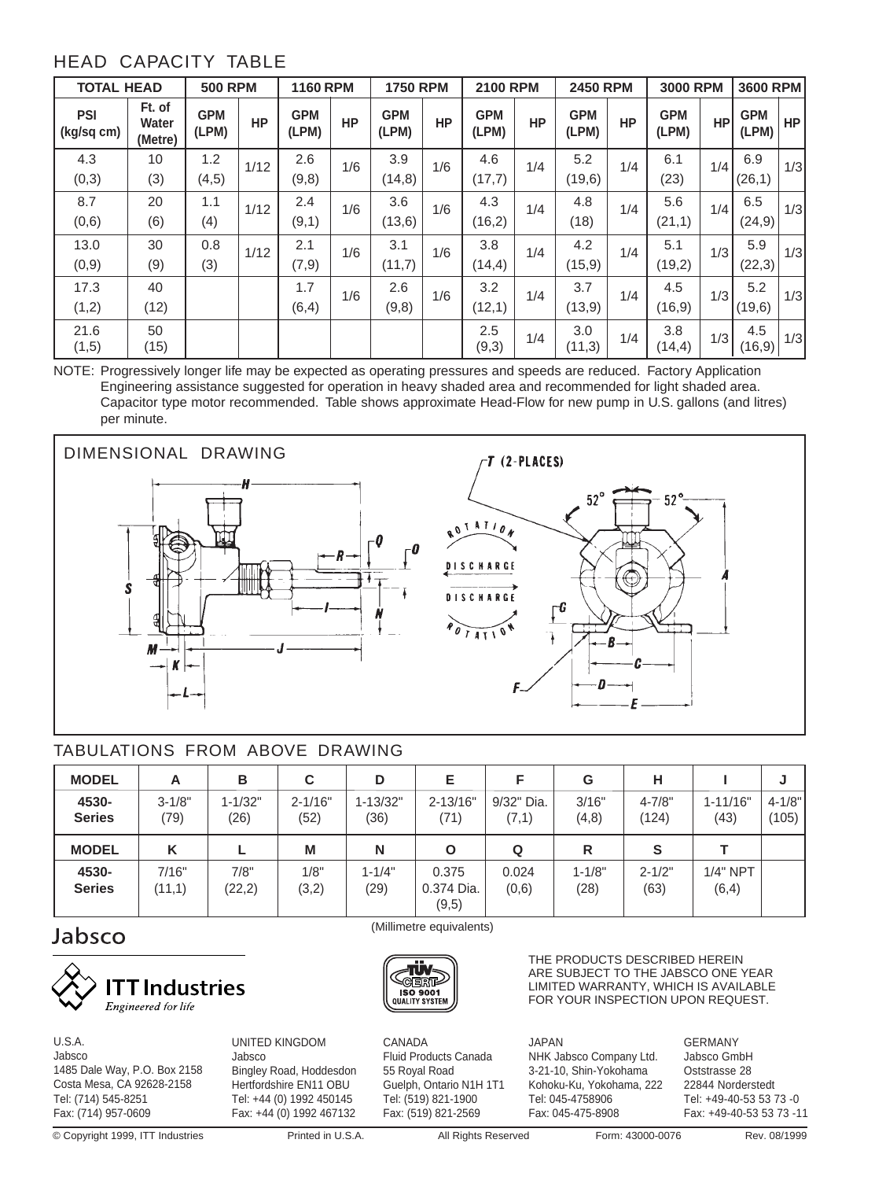## HEAD CAPACITY TABLE

| TOTAL HEAD | | 500 RPM | | 1160 RPM | | 1750 RPM | | 2100 RPM | | 2450 RPM | | 3000 RPM | | 3600 RPM | |
|---|---|---|---|---|---|---|---|---|---|---|---|---|---|---|---|
| PSI (kg/sq cm) | Ft. of Water (Metre) | GPM (LPM) | HP | GPM (LPM) | HP | GPM (LPM) | HP | GPM (LPM) | HP | GPM (LPM) | HP | GPM (LPM) | HP | GPM (LPM) | HP |
| 4.3 (0,3) | 10 (3) | 1.2 (4,5) | 1/12 | 2.6 (9,8) | 1/6 | 3.9 (14,8) | 1/6 | 4.6 (17,7) | 1/4 | 5.2 (19,6) | 1/4 | 6.1 (23) | 1/4 | 6.9 (26,1) | 1/3 |
| 8.7 (0,6) | 20 (6) | 1.1 (4) | 1/12 | 2.4 (9,1) | 1/6 | 3.6 (13,6) | 1/6 | 4.3 (16,2) | 1/4 | 4.8 (18) | 1/4 | 5.6 (21,1) | 1/4 | 6.5 (24,9) | 1/3 |
| 13.0 (0,9) | 30 (9) | 0.8 (3) | 1/12 | 2.1 (7,9) | 1/6 | 3.1 (11,7) | 1/6 | 3.8 (14,4) | 1/4 | 4.2 (15,9) | 1/4 | 5.1 (19,2) | 1/3 | 5.9 (22,3) | 1/3 |
| 17.3 (1,2) | 40 (12) | | | 1.7 (6,4) | 1/6 | 2.6 (9,8) | 1/6 | 3.2 (12,1) | 1/4 | 3.7 (13,9) | 1/4 | 4.5 (16,9) | 1/3 | 5.2 (19,6) | 1/3 |
| 21.6 (1,5) | 50 (15) | | | | | | | 2.5 (9,3) | 1/4 | 3.0 (11,3) | 1/4 | 3.8 (14,4) | 1/3 | 4.5 (16,9) | 1/3 |

NOTE: Progressively longer life may be expected as operating pressures and speeds are reduced. Factory Application Engineering assistance suggested for operation in heavy shaded area and recommended for light shaded area. Capacitor type motor recommended. Table shows approximate Head-Flow for new pump in U.S. gallons (and litres) per minute.

## DIMENSIONAL DRAWING

T (2-PLACES)

52° 52°

ROTATION

DISCHARGE

DISCHARGE

ROTATION

H R Q O S I N M J K L A G B C D E F

## TABULATIONS FROM ABOVE DRAWING

| MODEL | A | B | C | D | E | F | G | H | I | J |
|---|---|---|---|---|---|---|---|---|---|---|
| 4530-Series | 3-1/8" (79) | 1-1/32" (26) | 2-1/16" (52) | 1-13/32" (36) | 2-13/16" (71) | 9/32" Dia. (7,1) | 3/16" (4,8) | 4-7/8" (124) | 1-11/16" (43) | 4-1/8" (105) |
| **MODEL** | **K** | **L** | **M** | **N** | **O** | **Q** | **R** | **S** | **T** | |
| 4530-Series | 7/16" (11,1) | 7/8" (22,2) | 1/8" (3,2) | 1-1/4" (29) | 0.375 0.374 Dia. (9,5) | 0.024 (0,6) | 1-1/8" (28) | 2-1/2" (63) | 1/4" NPT (6,4) | |

(Millimetre equivalents)

Jabsco

ITT Industries
*Engineered for life*

TÜV CERT ISO 9001 QUALITY SYSTEM

THE PRODUCTS DESCRIBED HEREIN ARE SUBJECT TO THE JABSCO ONE YEAR LIMITED WARRANTY, WHICH IS AVAILABLE FOR YOUR INSPECTION UPON REQUEST.

U.S.A.
Jabsco
1485 Dale Way, P.O. Box 2158
Costa Mesa, CA 92628-2158
Tel: (714) 545-8251
Fax: (714) 957-0609

UNITED KINGDOM
Jabsco
Bingley Road, Hoddesdon
Hertfordshire EN11 OBU
Tel: +44 (0) 1992 450145
Fax: +44 (0) 1992 467132

CANADA
Fluid Products Canada
55 Royal Road
Guelph, Ontario N1H 1T1
Tel: (519) 821-1900
Fax: (519) 821-2569

JAPAN
NHK Jabsco Company Ltd.
3-21-10, Shin-Yokohama
Kohoku-Ku, Yokohama, 222
Tel: 045-4758906
Fax: 045-475-8908

GERMANY
Jabsco GmbH
Oststrasse 28
22844 Norderstedt
Tel: +49-40-53 53 73 -0
Fax: +49-40-53 53 73 -11

© Copyright 1999, ITT Industries | Printed in U.S.A. | All Rights Reserved | Form: 43000-0076 | Rev. 08/1999